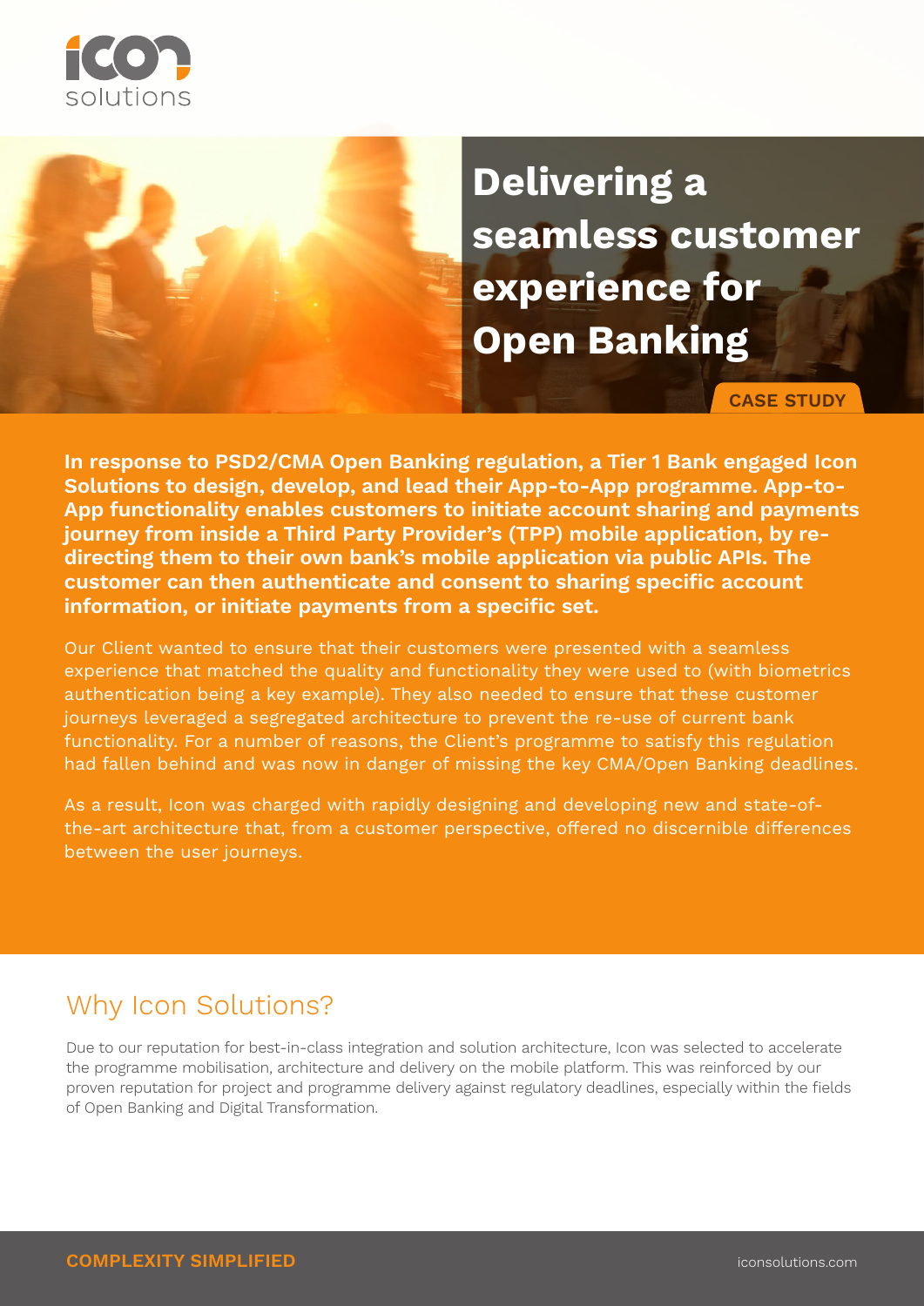# Delivering a seamless customer experience for Open Banking

CASE STUDY

**In response to PSD2/CMA Open Banking regulation, a Tier 1 Bank engaged Icon Solutions to design, develop, and lead their App-to-App programme. App-to-App functionality enables customers to initiate account sharing and payments journey from inside a Third Party Provider's (TPP) mobile application, by re-directing them to their own bank's mobile application via public APIs. The customer can then authenticate and consent to sharing specific account information, or initiate payments from a specific set.**

Our Client wanted to ensure that their customers were presented with a seamless experience that matched the quality and functionality they were used to (with biometrics authentication being a key example). They also needed to ensure that these customer journeys leveraged a segregated architecture to prevent the re-use of current bank functionality. For a number of reasons, the Client's programme to satisfy this regulation had fallen behind and was now in danger of missing the key CMA/Open Banking deadlines.

As a result, Icon was charged with rapidly designing and developing new and state-of-the-art architecture that, from a customer perspective, offered no discernible differences between the user journeys.

## Why Icon Solutions?

Due to our reputation for best-in-class integration and solution architecture, Icon was selected to accelerate the programme mobilisation, architecture and delivery on the mobile platform. This was reinforced by our proven reputation for project and programme delivery against regulatory deadlines, especially within the fields of Open Banking and Digital Transformation.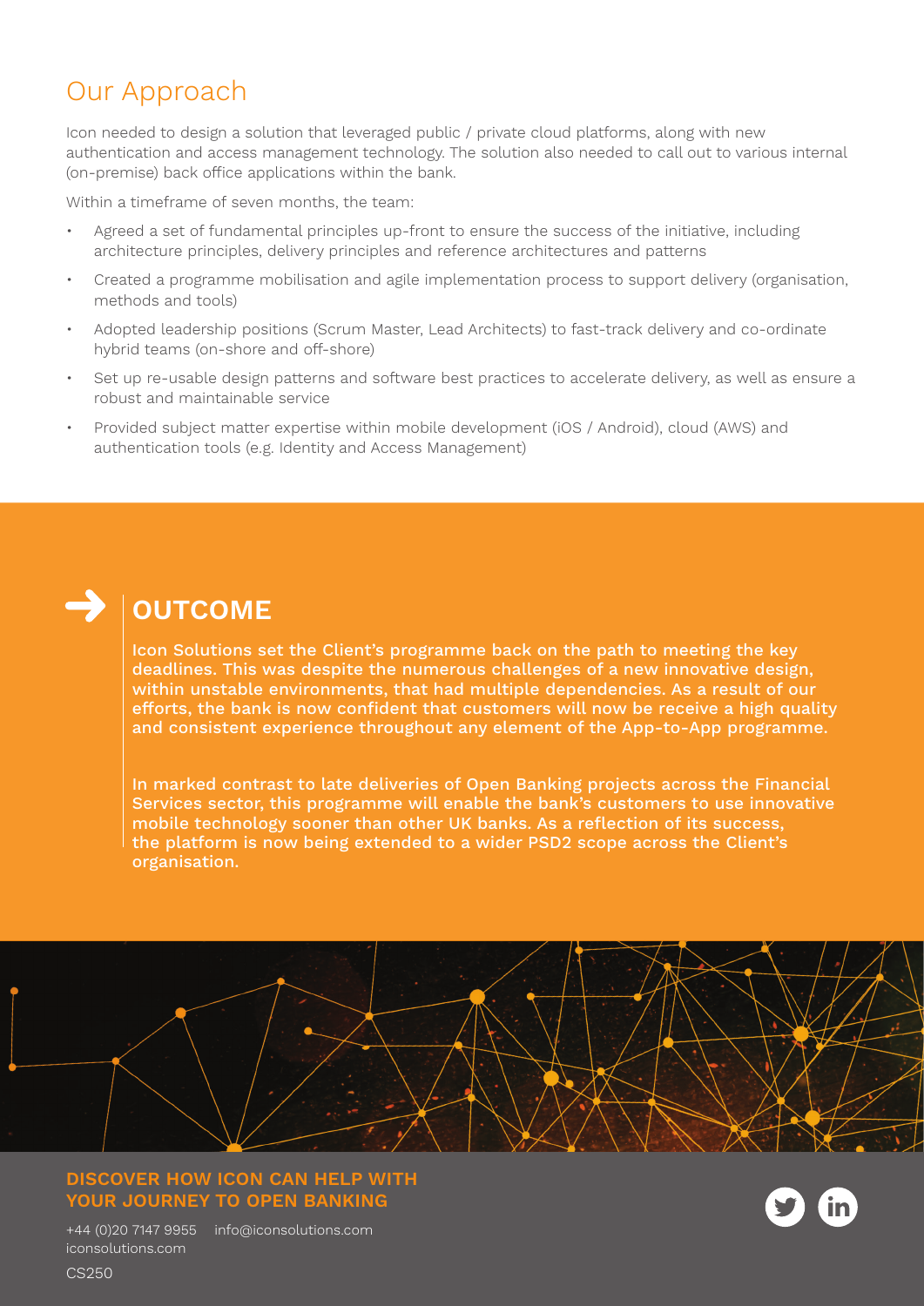## Our Approach

Icon needed to design a solution that leveraged public / private cloud platforms, along with new authentication and access management technology. The solution also needed to call out to various internal (on-premise) back office applications within the bank.

Within a timeframe of seven months, the team:

- Agreed a set of fundamental principles up-front to ensure the success of the initiative, including architecture principles, delivery principles and reference architectures and patterns
- Created a programme mobilisation and agile implementation process to support delivery (organisation, methods and tools)
- Adopted leadership positions (Scrum Master, Lead Architects) to fast-track delivery and co-ordinate hybrid teams (on-shore and off-shore)
- Set up re-usable design patterns and software best practices to accelerate delivery, as well as ensure a robust and maintainable service
- Provided subject matter expertise within mobile development (iOS / Android), cloud (AWS) and authentication tools (e.g. Identity and Access Management)

## OUTCOME

**Icon Solutions set the Client's programme back on the path to meeting the key deadlines. This was despite the numerous challenges of a new innovative design, within unstable environments, that had multiple dependencies. As a result of our efforts, the bank is now confident that customers will now be receive a high quality and consistent experience throughout any element of the App-to-App programme.**

**In marked contrast to late deliveries of Open Banking projects across the Financial Services sector, this programme will enable the bank's customers to use innovative mobile technology sooner than other UK banks. As a reflection of its success, the platform is now being extended to a wider PSD2 scope across the Client's organisation.**

**DISCOVER HOW ICON CAN HELP WITH YOUR JOURNEY TO OPEN BANKING**

+44 (0)20 7147 9955 info@iconsolutions.com
iconsolutions.com

CS250